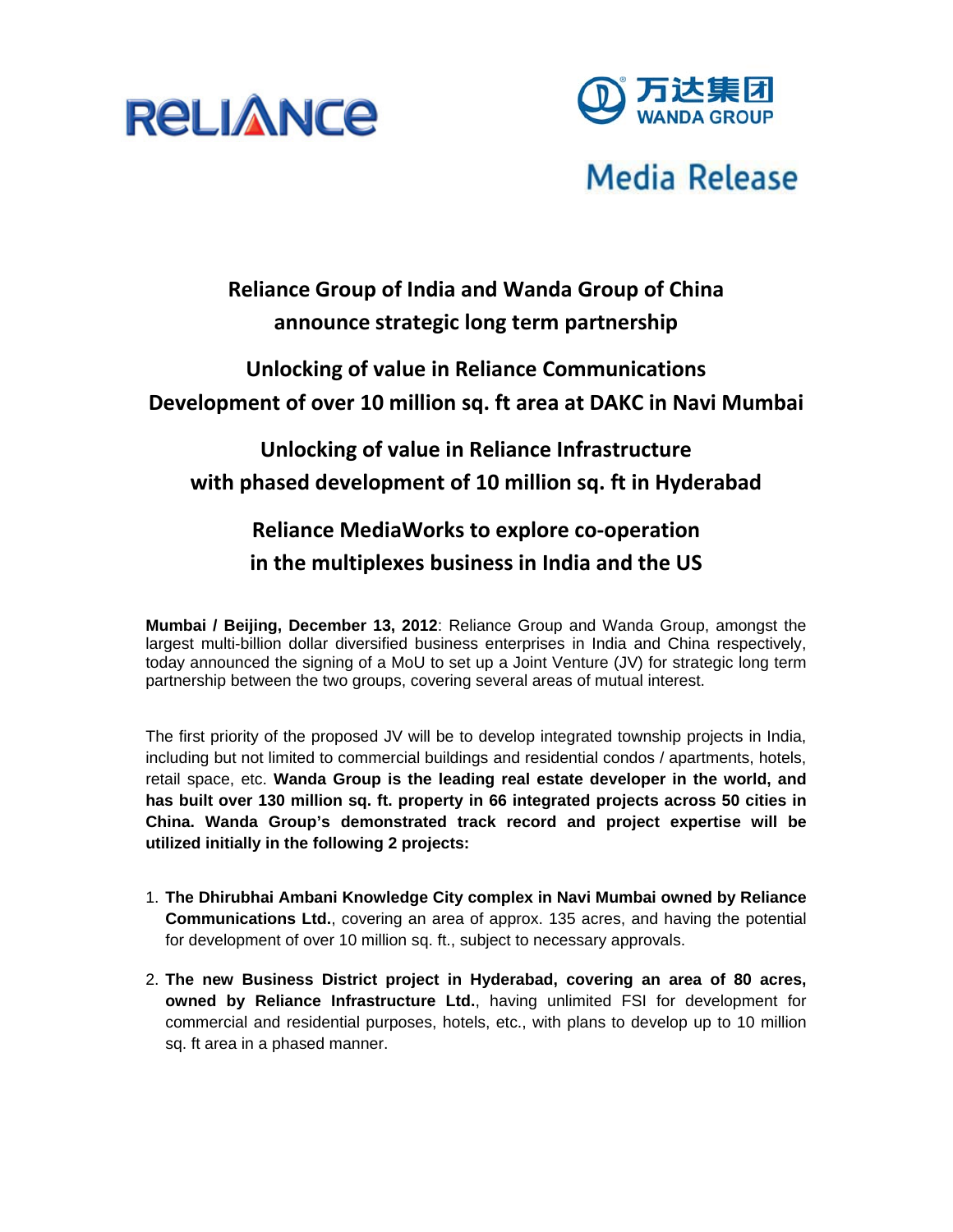RELIANCE

万达集团 WANDA GROUP

Media Release

# Reliance Group of India and Wanda Group of China announce strategic long term partnership

## Unlocking of value in Reliance Communications
## Development of over 10 million sq. ft area at DAKC in Navi Mumbai

## Unlocking of value in Reliance Infrastructure with phased development of 10 million sq. ft in Hyderabad

## Reliance MediaWorks to explore co-operation in the multiplexes business in India and the US

**Mumbai / Beijing, December 13, 2012**: Reliance Group and Wanda Group, amongst the largest multi-billion dollar diversified business enterprises in India and China respectively, today announced the signing of a MoU to set up a Joint Venture (JV) for strategic long term partnership between the two groups, covering several areas of mutual interest.

The first priority of the proposed JV will be to develop integrated township projects in India, including but not limited to commercial buildings and residential condos / apartments, hotels, retail space, etc. **Wanda Group is the leading real estate developer in the world, and has built over 130 million sq. ft. property in 66 integrated projects across 50 cities in China. Wanda Group's demonstrated track record and project expertise will be utilized initially in the following 2 projects:**

1. **The Dhirubhai Ambani Knowledge City complex in Navi Mumbai owned by Reliance Communications Ltd.**, covering an area of approx. 135 acres, and having the potential for development of over 10 million sq. ft., subject to necessary approvals.

2. **The new Business District project in Hyderabad, covering an area of 80 acres, owned by Reliance Infrastructure Ltd.**, having unlimited FSI for development for commercial and residential purposes, hotels, etc., with plans to develop up to 10 million sq. ft area in a phased manner.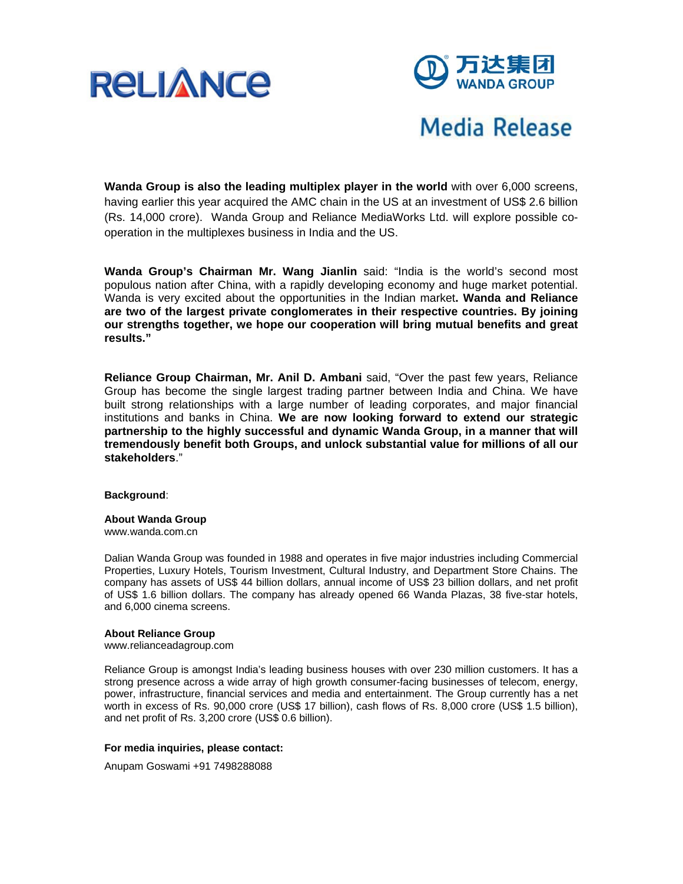**Wanda Group is also the leading multiplex player in the world** with over 6,000 screens, having earlier this year acquired the AMC chain in the US at an investment of US$ 2.6 billion (Rs. 14,000 crore). Wanda Group and Reliance MediaWorks Ltd. will explore possible co-operation in the multiplexes business in India and the US.

**Wanda Group's Chairman Mr. Wang Jianlin** said: "India is the world's second most populous nation after China, with a rapidly developing economy and huge market potential. Wanda is very excited about the opportunities in the Indian market**. Wanda and Reliance are two of the largest private conglomerates in their respective countries. By joining our strengths together, we hope our cooperation will bring mutual benefits and great results."**

**Reliance Group Chairman, Mr. Anil D. Ambani** said, "Over the past few years, Reliance Group has become the single largest trading partner between India and China. We have built strong relationships with a large number of leading corporates, and major financial institutions and banks in China. **We are now looking forward to extend our strategic partnership to the highly successful and dynamic Wanda Group, in a manner that will tremendously benefit both Groups, and unlock substantial value for millions of all our stakeholders**."

**Background**:

**About Wanda Group**
www.wanda.com.cn

Dalian Wanda Group was founded in 1988 and operates in five major industries including Commercial Properties, Luxury Hotels, Tourism Investment, Cultural Industry, and Department Store Chains. The company has assets of US$ 44 billion dollars, annual income of US$ 23 billion dollars, and net profit of US$ 1.6 billion dollars. The company has already opened 66 Wanda Plazas, 38 five-star hotels, and 6,000 cinema screens.

**About Reliance Group**
www.relianceadagroup.com

Reliance Group is amongst India's leading business houses with over 230 million customers. It has a strong presence across a wide array of high growth consumer-facing businesses of telecom, energy, power, infrastructure, financial services and media and entertainment. The Group currently has a net worth in excess of Rs. 90,000 crore (US$ 17 billion), cash flows of Rs. 8,000 crore (US$ 1.5 billion), and net profit of Rs. 3,200 crore (US$ 0.6 billion).

**For media inquiries, please contact:**

Anupam Goswami +91 7498288088